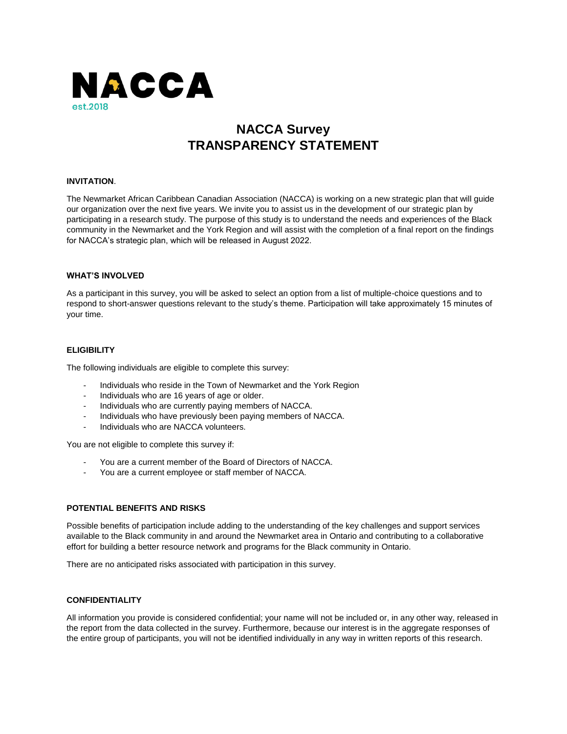NACCA
est.2018

# NACCA Survey
# TRANSPARENCY STATEMENT

**INVITATION**.

The Newmarket African Caribbean Canadian Association (NACCA) is working on a new strategic plan that will guide our organization over the next five years. We invite you to assist us in the development of our strategic plan by participating in a research study. The purpose of this study is to understand the needs and experiences of the Black community in the Newmarket and the York Region and will assist with the completion of a final report on the findings for NACCA's strategic plan, which will be released in August 2022.

**WHAT'S INVOLVED**

As a participant in this survey, you will be asked to select an option from a list of multiple-choice questions and to respond to short-answer questions relevant to the study's theme. Participation will take approximately 15 minutes of your time.

**ELIGIBILITY**

The following individuals are eligible to complete this survey:

- Individuals who reside in the Town of Newmarket and the York Region
- Individuals who are 16 years of age or older.
- Individuals who are currently paying members of NACCA.
- Individuals who have previously been paying members of NACCA.
- Individuals who are NACCA volunteers.

You are not eligible to complete this survey if:

- You are a current member of the Board of Directors of NACCA.
- You are a current employee or staff member of NACCA.

**POTENTIAL BENEFITS AND RISKS**

Possible benefits of participation include adding to the understanding of the key challenges and support services available to the Black community in and around the Newmarket area in Ontario and contributing to a collaborative effort for building a better resource network and programs for the Black community in Ontario.

There are no anticipated risks associated with participation in this survey.

**CONFIDENTIALITY**

All information you provide is considered confidential; your name will not be included or, in any other way, released in the report from the data collected in the survey. Furthermore, because our interest is in the aggregate responses of the entire group of participants, you will not be identified individually in any way in written reports of this research.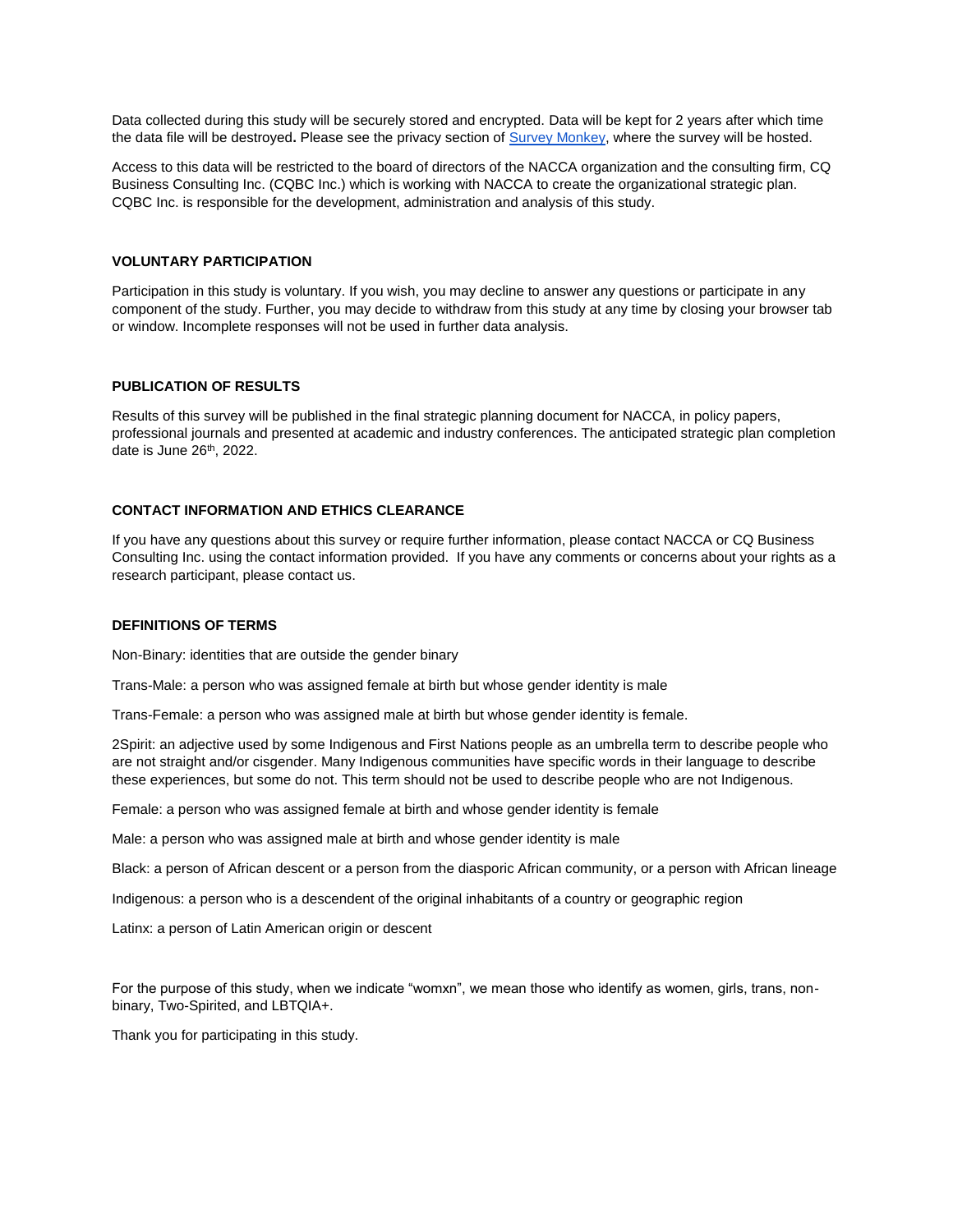Data collected during this study will be securely stored and encrypted. Data will be kept for 2 years after which time the data file will be destroyed**.** Please see the privacy section of [Survey Monkey](), where the survey will be hosted.

Access to this data will be restricted to the board of directors of the NACCA organization and the consulting firm, CQ Business Consulting Inc. (CQBC Inc.) which is working with NACCA to create the organizational strategic plan. CQBC Inc. is responsible for the development, administration and analysis of this study.

## VOLUNTARY PARTICIPATION

Participation in this study is voluntary. If you wish, you may decline to answer any questions or participate in any component of the study. Further, you may decide to withdraw from this study at any time by closing your browser tab or window. Incomplete responses will not be used in further data analysis.

## PUBLICATION OF RESULTS

Results of this survey will be published in the final strategic planning document for NACCA, in policy papers, professional journals and presented at academic and industry conferences. The anticipated strategic plan completion date is June 26th, 2022.

## CONTACT INFORMATION AND ETHICS CLEARANCE

If you have any questions about this survey or require further information, please contact NACCA or CQ Business Consulting Inc. using the contact information provided. If you have any comments or concerns about your rights as a research participant, please contact us.

## DEFINITIONS OF TERMS

Non-Binary: identities that are outside the gender binary

Trans-Male: a person who was assigned female at birth but whose gender identity is male

Trans-Female: a person who was assigned male at birth but whose gender identity is female.

2Spirit: an adjective used by some Indigenous and First Nations people as an umbrella term to describe people who are not straight and/or cisgender. Many Indigenous communities have specific words in their language to describe these experiences, but some do not. This term should not be used to describe people who are not Indigenous.

Female: a person who was assigned female at birth and whose gender identity is female

Male: a person who was assigned male at birth and whose gender identity is male

Black: a person of African descent or a person from the diasporic African community, or a person with African lineage

Indigenous: a person who is a descendent of the original inhabitants of a country or geographic region

Latinx: a person of Latin American origin or descent

For the purpose of this study, when we indicate "womxn", we mean those who identify as women, girls, trans, non-binary, Two-Spirited, and LBTQIA+.

Thank you for participating in this study.